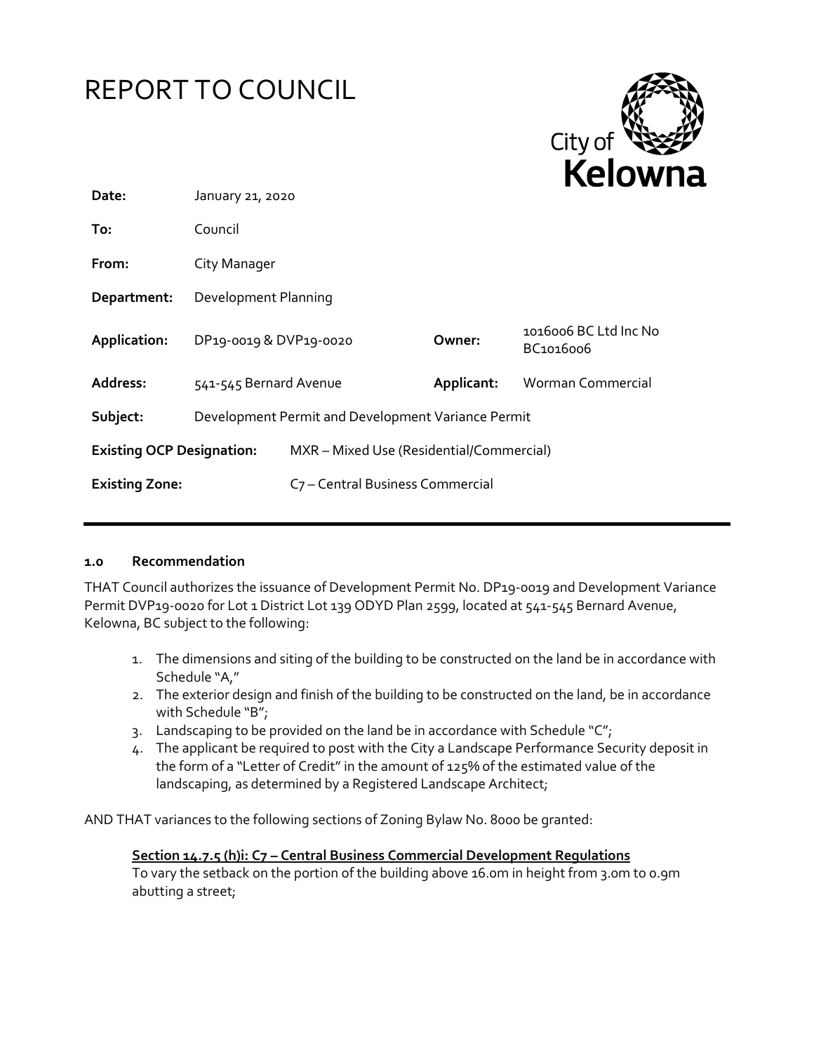# REPORT TO COUNCIL

City of Kelowna

| | | | |
|---|---|---|---|
| **Date:** | January 21, 2020 | | |
| **To:** | Council | | |
| **From:** | City Manager | | |
| **Department:** | Development Planning | | |
| **Application:** | DP19-0019 & DVP19-0020 | **Owner:** | 1016006 BC Ltd Inc No BC1016006 |
| **Address:** | 541-545 Bernard Avenue | **Applicant:** | Worman Commercial |
| **Subject:** | Development Permit and Development Variance Permit | | |
| **Existing OCP Designation:** | MXR – Mixed Use (Residential/Commercial) | | |
| **Existing Zone:** | C7 – Central Business Commercial | | |

## 1.0 Recommendation

THAT Council authorizes the issuance of Development Permit No. DP19-0019 and Development Variance Permit DVP19-0020 for Lot 1 District Lot 139 ODYD Plan 2599, located at 541-545 Bernard Avenue, Kelowna, BC subject to the following:

1. The dimensions and siting of the building to be constructed on the land be in accordance with Schedule "A,"
2. The exterior design and finish of the building to be constructed on the land, be in accordance with Schedule "B";
3. Landscaping to be provided on the land be in accordance with Schedule "C";
4. The applicant be required to post with the City a Landscape Performance Security deposit in the form of a "Letter of Credit" in the amount of 125% of the estimated value of the landscaping, as determined by a Registered Landscape Architect;

AND THAT variances to the following sections of Zoning Bylaw No. 8000 be granted:

**Section 14.7.5 (h)i: C7 – Central Business Commercial Development Regulations**
To vary the setback on the portion of the building above 16.0m in height from 3.0m to 0.9m abutting a street;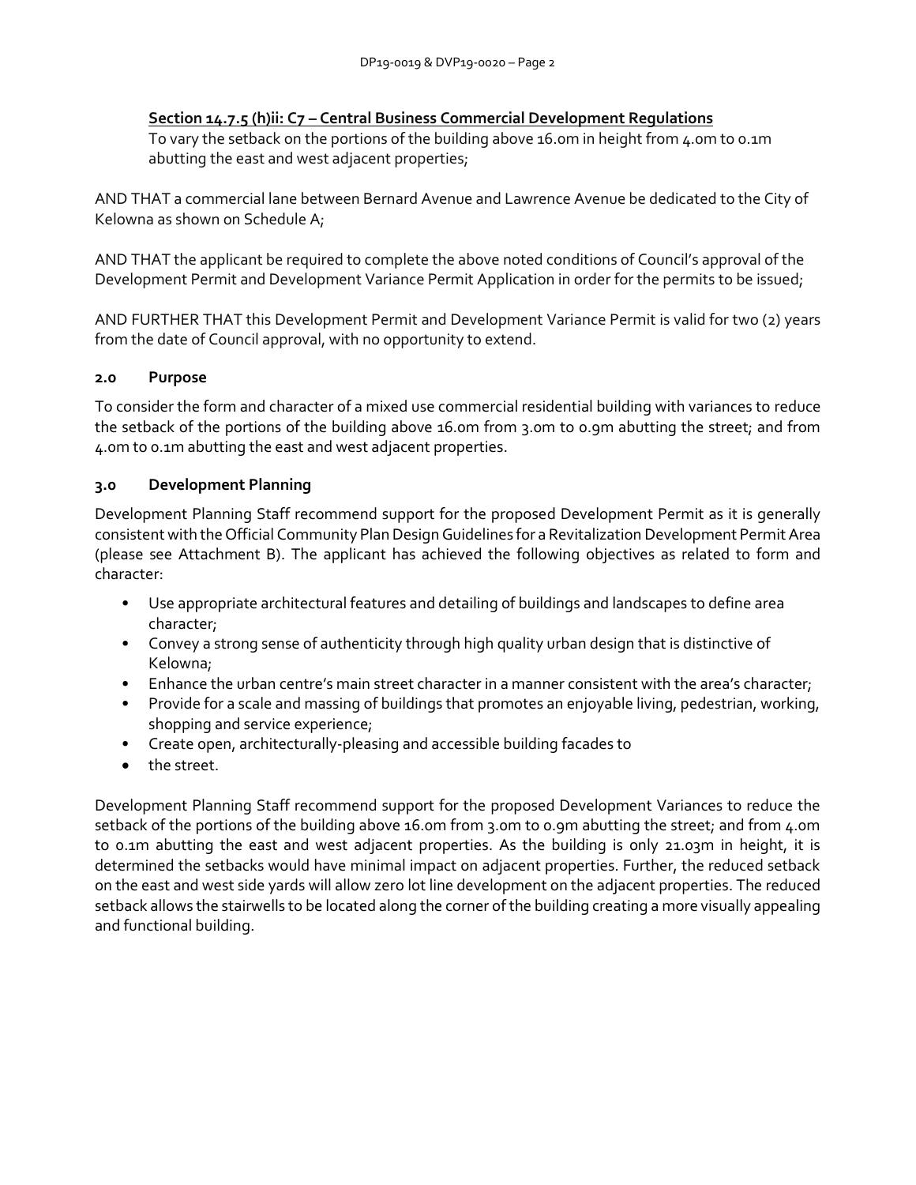**Section 14.7.5 (h)ii: C7 – Central Business Commercial Development Regulations**

To vary the setback on the portions of the building above 16.0m in height from 4.0m to 0.1m abutting the east and west adjacent properties;

AND THAT a commercial lane between Bernard Avenue and Lawrence Avenue be dedicated to the City of Kelowna as shown on Schedule A;

AND THAT the applicant be required to complete the above noted conditions of Council's approval of the Development Permit and Development Variance Permit Application in order for the permits to be issued;

AND FURTHER THAT this Development Permit and Development Variance Permit is valid for two (2) years from the date of Council approval, with no opportunity to extend.

## 2.0 Purpose

To consider the form and character of a mixed use commercial residential building with variances to reduce the setback of the portions of the building above 16.0m from 3.0m to 0.9m abutting the street; and from 4.0m to 0.1m abutting the east and west adjacent properties.

## 3.0 Development Planning

Development Planning Staff recommend support for the proposed Development Permit as it is generally consistent with the Official Community Plan Design Guidelines for a Revitalization Development Permit Area (please see Attachment B). The applicant has achieved the following objectives as related to form and character:

- Use appropriate architectural features and detailing of buildings and landscapes to define area character;
- Convey a strong sense of authenticity through high quality urban design that is distinctive of Kelowna;
- Enhance the urban centre's main street character in a manner consistent with the area's character;
- Provide for a scale and massing of buildings that promotes an enjoyable living, pedestrian, working, shopping and service experience;
- Create open, architecturally-pleasing and accessible building facades to
- the street.

Development Planning Staff recommend support for the proposed Development Variances to reduce the setback of the portions of the building above 16.0m from 3.0m to 0.9m abutting the street; and from 4.0m to 0.1m abutting the east and west adjacent properties. As the building is only 21.03m in height, it is determined the setbacks would have minimal impact on adjacent properties. Further, the reduced setback on the east and west side yards will allow zero lot line development on the adjacent properties. The reduced setback allows the stairwells to be located along the corner of the building creating a more visually appealing and functional building.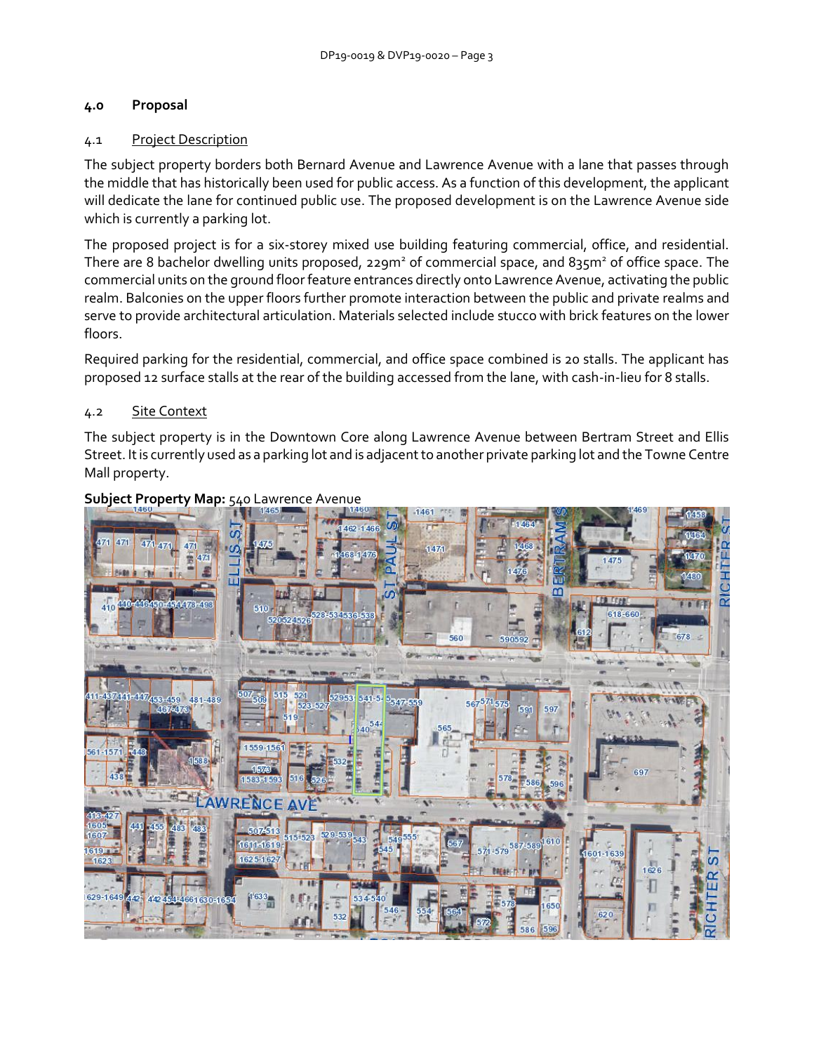## 4.0 Proposal

### 4.1 Project Description

The subject property borders both Bernard Avenue and Lawrence Avenue with a lane that passes through the middle that has historically been used for public access. As a function of this development, the applicant will dedicate the lane for continued public use. The proposed development is on the Lawrence Avenue side which is currently a parking lot.

The proposed project is for a six-storey mixed use building featuring commercial, office, and residential. There are 8 bachelor dwelling units proposed, 229m² of commercial space, and 835m² of office space. The commercial units on the ground floor feature entrances directly onto Lawrence Avenue, activating the public realm. Balconies on the upper floors further promote interaction between the public and private realms and serve to provide architectural articulation. Materials selected include stucco with brick features on the lower floors.

Required parking for the residential, commercial, and office space combined is 20 stalls. The applicant has proposed 12 surface stalls at the rear of the building accessed from the lane, with cash-in-lieu for 8 stalls.

### 4.2 Site Context

The subject property is in the Downtown Core along Lawrence Avenue between Bertram Street and Ellis Street. It is currently used as a parking lot and is adjacent to another private parking lot and the Towne Centre Mall property.

**Subject Property Map:** 540 Lawrence Avenue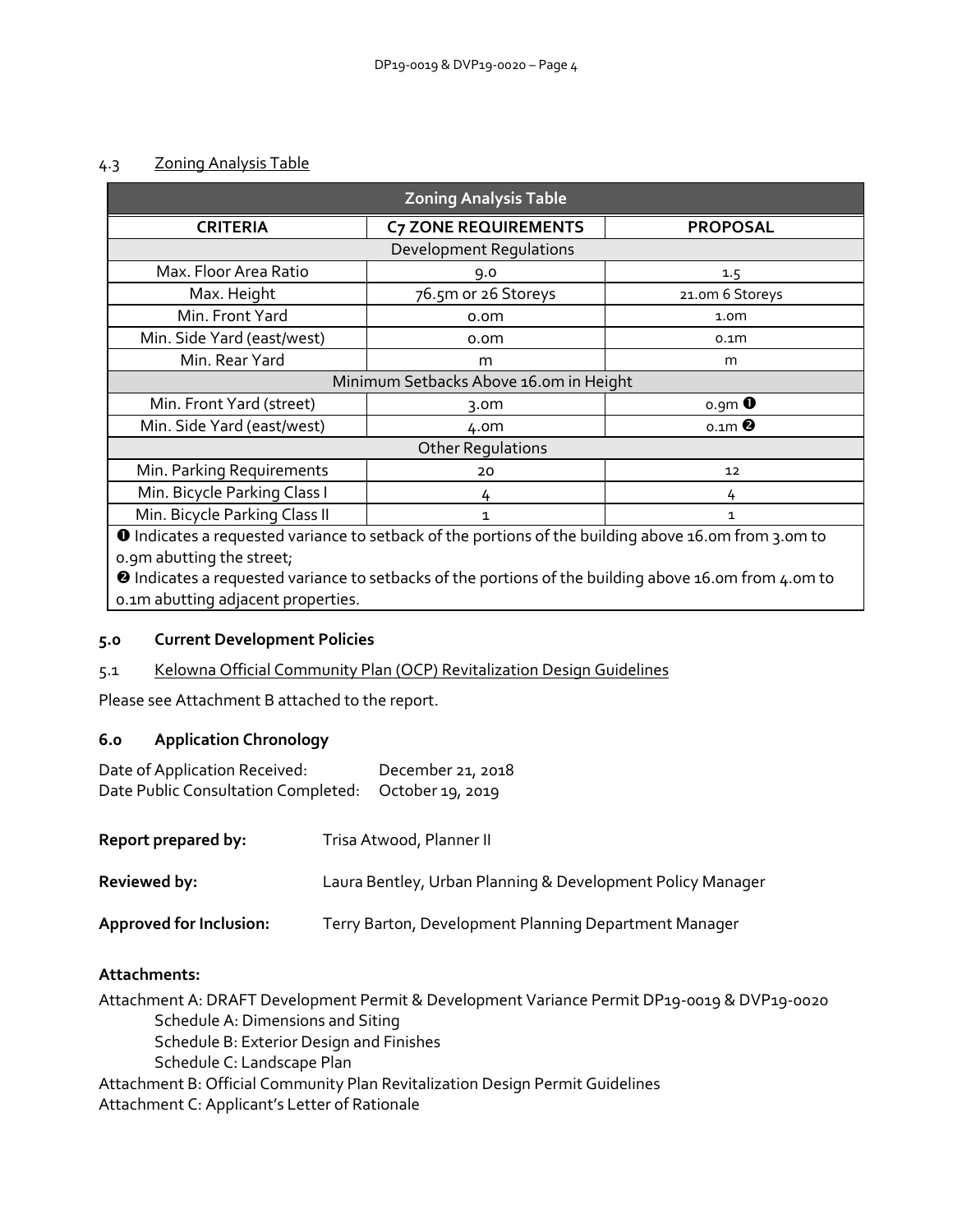### 4.3 Zoning Analysis Table

| Zoning Analysis Table | | |
|---|---|---|
| **CRITERIA** | **C7 ZONE REQUIREMENTS** | **PROPOSAL** |
| Development Regulations | | |
| Max. Floor Area Ratio | 9.0 | 1.5 |
| Max. Height | 76.5m or 26 Storeys | 21.0m 6 Storeys |
| Min. Front Yard | 0.0m | 1.0m |
| Min. Side Yard (east/west) | 0.0m | 0.1m |
| Min. Rear Yard | m | m |
| Minimum Setbacks Above 16.0m in Height | | |
| Min. Front Yard (street) | 3.0m | 0.9m ❶ |
| Min. Side Yard (east/west) | 4.0m | 0.1m ❷ |
| Other Regulations | | |
| Min. Parking Requirements | 20 | 12 |
| Min. Bicycle Parking Class I | 4 | 4 |
| Min. Bicycle Parking Class II | 1 | 1 |

❶ Indicates a requested variance to setback of the portions of the building above 16.0m from 3.0m to 0.9m abutting the street;
❷ Indicates a requested variance to setbacks of the portions of the building above 16.0m from 4.0m to 0.1m abutting adjacent properties.

## 5.0 Current Development Policies

### 5.1 Kelowna Official Community Plan (OCP) Revitalization Design Guidelines

Please see Attachment B attached to the report.

## 6.0 Application Chronology

Date of Application Received: December 21, 2018
Date Public Consultation Completed: October 19, 2019

**Report prepared by:** Trisa Atwood, Planner II

**Reviewed by:** Laura Bentley, Urban Planning & Development Policy Manager

**Approved for Inclusion:** Terry Barton, Development Planning Department Manager

**Attachments:**

Attachment A: DRAFT Development Permit & Development Variance Permit DP19-0019 & DVP19-0020
- Schedule A: Dimensions and Siting
- Schedule B: Exterior Design and Finishes
- Schedule C: Landscape Plan

Attachment B: Official Community Plan Revitalization Design Permit Guidelines
Attachment C: Applicant's Letter of Rationale